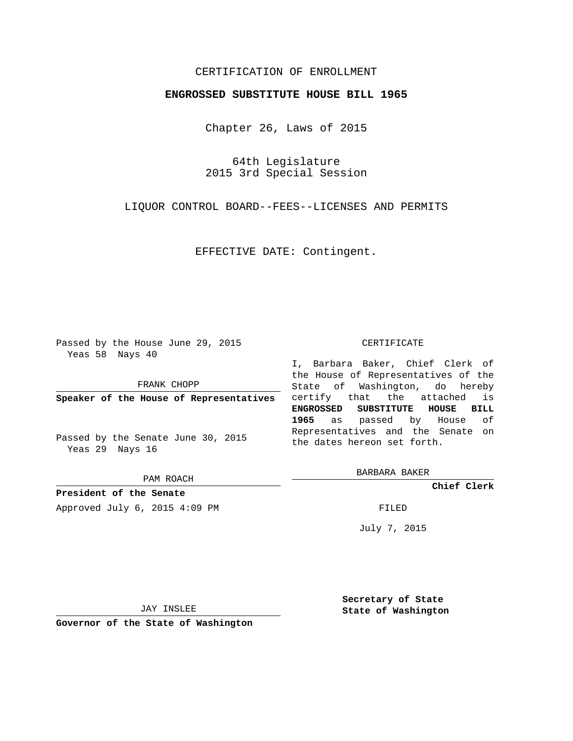CERTIFICATION OF ENROLLMENT

**ENGROSSED SUBSTITUTE HOUSE BILL 1965**

Chapter 26, Laws of 2015

64th Legislature
2015 3rd Special Session

LIQUOR CONTROL BOARD--FEES--LICENSES AND PERMITS

EFFECTIVE DATE: Contingent.

Passed by the House June 29, 2015
Yeas 58 Nays 40

FRANK CHOPP

**Speaker of the House of Representatives**

Passed by the Senate June 30, 2015
Yeas 29 Nays 16

PAM ROACH

**President of the Senate**

Approved July 6, 2015 4:09 PM

JAY INSLEE

**Governor of the State of Washington**

CERTIFICATE

I, Barbara Baker, Chief Clerk of the House of Representatives of the State of Washington, do hereby certify that the attached is **ENGROSSED SUBSTITUTE HOUSE BILL 1965** as passed by House of Representatives and the Senate on the dates hereon set forth.

BARBARA BAKER

**Chief Clerk**

FILED

July 7, 2015

**Secretary of State**
**State of Washington**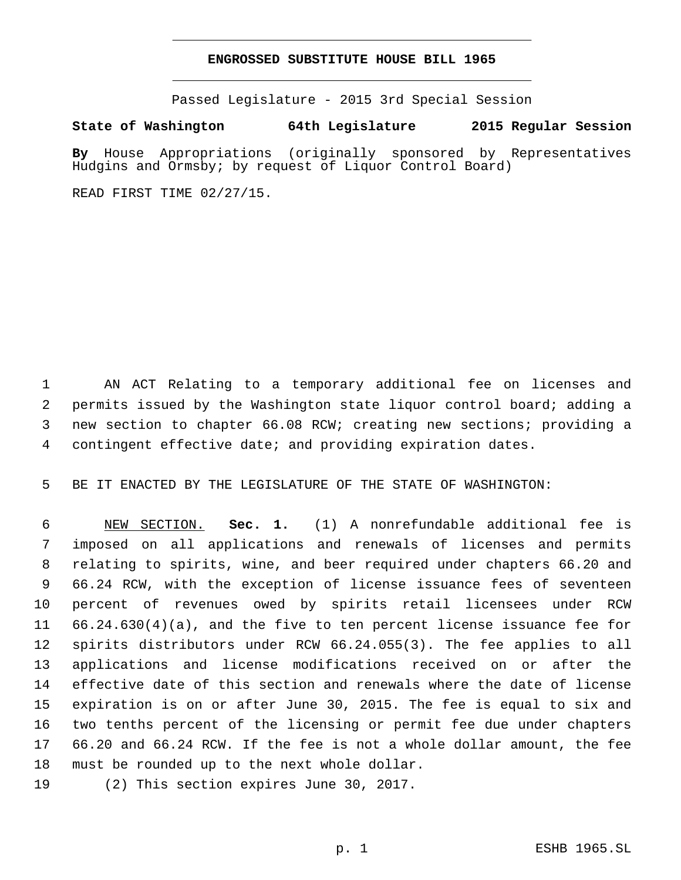# ENGROSSED SUBSTITUTE HOUSE BILL 1965

Passed Legislature - 2015 3rd Special Session

**State of Washington 64th Legislature 2015 Regular Session**

**By** House Appropriations (originally sponsored by Representatives Hudgins and Ormsby; by request of Liquor Control Board)

READ FIRST TIME 02/27/15.

1 AN ACT Relating to a temporary additional fee on licenses and 2 permits issued by the Washington state liquor control board; adding a 3 new section to chapter 66.08 RCW; creating new sections; providing a 4 contingent effective date; and providing expiration dates.

5 BE IT ENACTED BY THE LEGISLATURE OF THE STATE OF WASHINGTON:

6 NEW SECTION. **Sec. 1.** (1) A nonrefundable additional fee is 7 imposed on all applications and renewals of licenses and permits 8 relating to spirits, wine, and beer required under chapters 66.20 and 9 66.24 RCW, with the exception of license issuance fees of seventeen 10 percent of revenues owed by spirits retail licensees under RCW 11 66.24.630(4)(a), and the five to ten percent license issuance fee for 12 spirits distributors under RCW 66.24.055(3). The fee applies to all 13 applications and license modifications received on or after the 14 effective date of this section and renewals where the date of license 15 expiration is on or after June 30, 2015. The fee is equal to six and 16 two tenths percent of the licensing or permit fee due under chapters 17 66.20 and 66.24 RCW. If the fee is not a whole dollar amount, the fee 18 must be rounded up to the next whole dollar.

19 (2) This section expires June 30, 2017.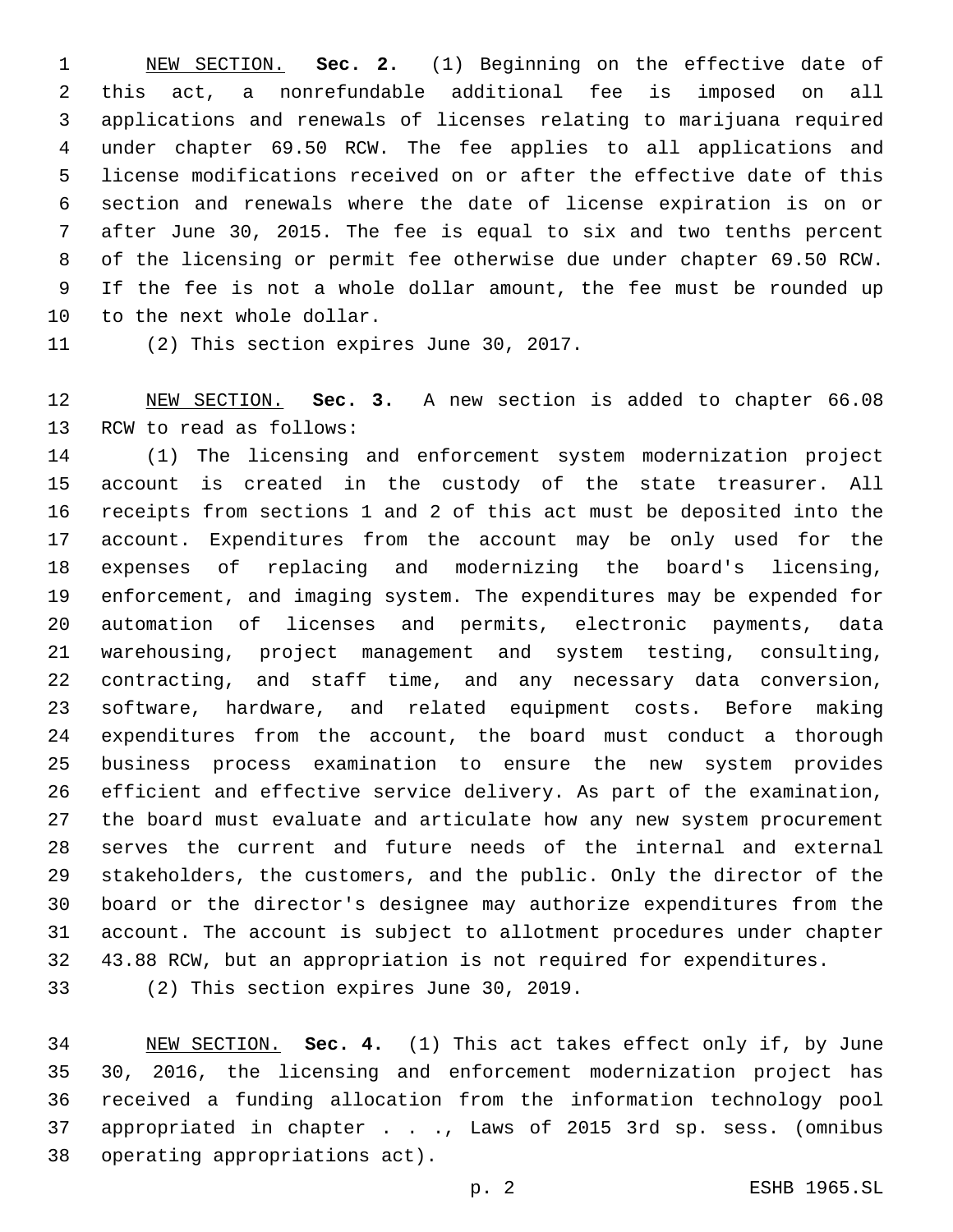NEW SECTION. **Sec. 2.** (1) Beginning on the effective date of this act, a nonrefundable additional fee is imposed on all applications and renewals of licenses relating to marijuana required under chapter 69.50 RCW. The fee applies to all applications and license modifications received on or after the effective date of this section and renewals where the date of license expiration is on or after June 30, 2015. The fee is equal to six and two tenths percent of the licensing or permit fee otherwise due under chapter 69.50 RCW. If the fee is not a whole dollar amount, the fee must be rounded up to the next whole dollar.

(2) This section expires June 30, 2017.

NEW SECTION. **Sec. 3.** A new section is added to chapter 66.08 RCW to read as follows:

(1) The licensing and enforcement system modernization project account is created in the custody of the state treasurer. All receipts from sections 1 and 2 of this act must be deposited into the account. Expenditures from the account may be only used for the expenses of replacing and modernizing the board's licensing, enforcement, and imaging system. The expenditures may be expended for automation of licenses and permits, electronic payments, data warehousing, project management and system testing, consulting, contracting, and staff time, and any necessary data conversion, software, hardware, and related equipment costs. Before making expenditures from the account, the board must conduct a thorough business process examination to ensure the new system provides efficient and effective service delivery. As part of the examination, the board must evaluate and articulate how any new system procurement serves the current and future needs of the internal and external stakeholders, the customers, and the public. Only the director of the board or the director's designee may authorize expenditures from the account. The account is subject to allotment procedures under chapter 43.88 RCW, but an appropriation is not required for expenditures.

(2) This section expires June 30, 2019.

NEW SECTION. **Sec. 4.** (1) This act takes effect only if, by June 30, 2016, the licensing and enforcement modernization project has received a funding allocation from the information technology pool appropriated in chapter . . ., Laws of 2015 3rd sp. sess. (omnibus operating appropriations act).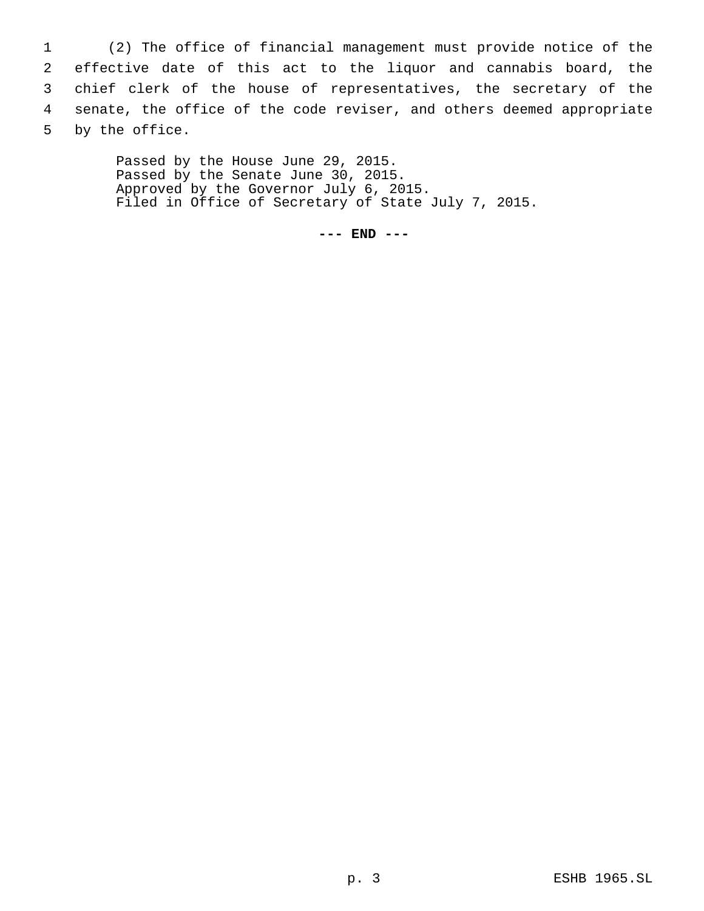(2) The office of financial management must provide notice of the effective date of this act to the liquor and cannabis board, the chief clerk of the house of representatives, the secretary of the senate, the office of the code reviser, and others deemed appropriate by the office.

Passed by the House June 29, 2015.
Passed by the Senate June 30, 2015.
Approved by the Governor July 6, 2015.
Filed in Office of Secretary of State July 7, 2015.

**--- END ---**